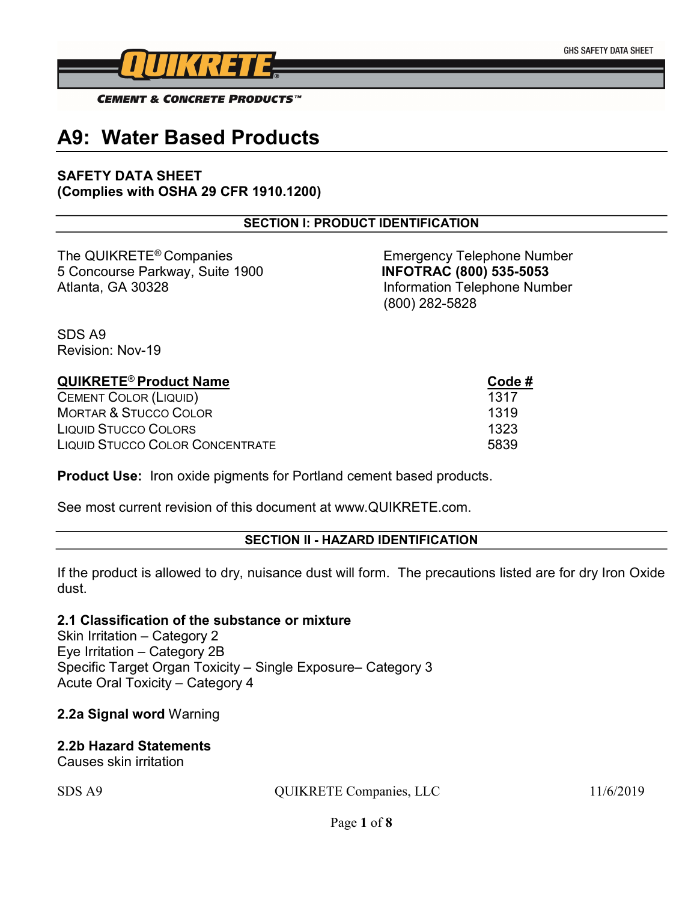GHS SAFETY DATA SHEET

QUIKRETE®

CEMENT & CONCRETE PRODUCTS™

# A9: Water Based Products

**SAFETY DATA SHEET**
**(Complies with OSHA 29 CFR 1910.1200)**

## SECTION I: PRODUCT IDENTIFICATION

The QUIKRETE® Companies
5 Concourse Parkway, Suite 1900
Atlanta, GA 30328

Emergency Telephone Number
**INFOTRAC (800) 535-5053**
Information Telephone Number
(800) 282-5828

SDS A9
Revision: Nov-19

| QUIKRETE® Product Name | Code # |
|---|---|
| Cement Color (Liquid) | 1317 |
| Mortar & Stucco Color | 1319 |
| Liquid Stucco Colors | 1323 |
| Liquid Stucco Color Concentrate | 5839 |

**Product Use:** Iron oxide pigments for Portland cement based products.

See most current revision of this document at www.QUIKRETE.com.

## SECTION II - HAZARD IDENTIFICATION

If the product is allowed to dry, nuisance dust will form. The precautions listed are for dry Iron Oxide dust.

**2.1 Classification of the substance or mixture**
Skin Irritation – Category 2
Eye Irritation – Category 2B
Specific Target Organ Toxicity – Single Exposure– Category 3
Acute Oral Toxicity – Category 4

**2.2a Signal word** Warning

**2.2b Hazard Statements**
Causes skin irritation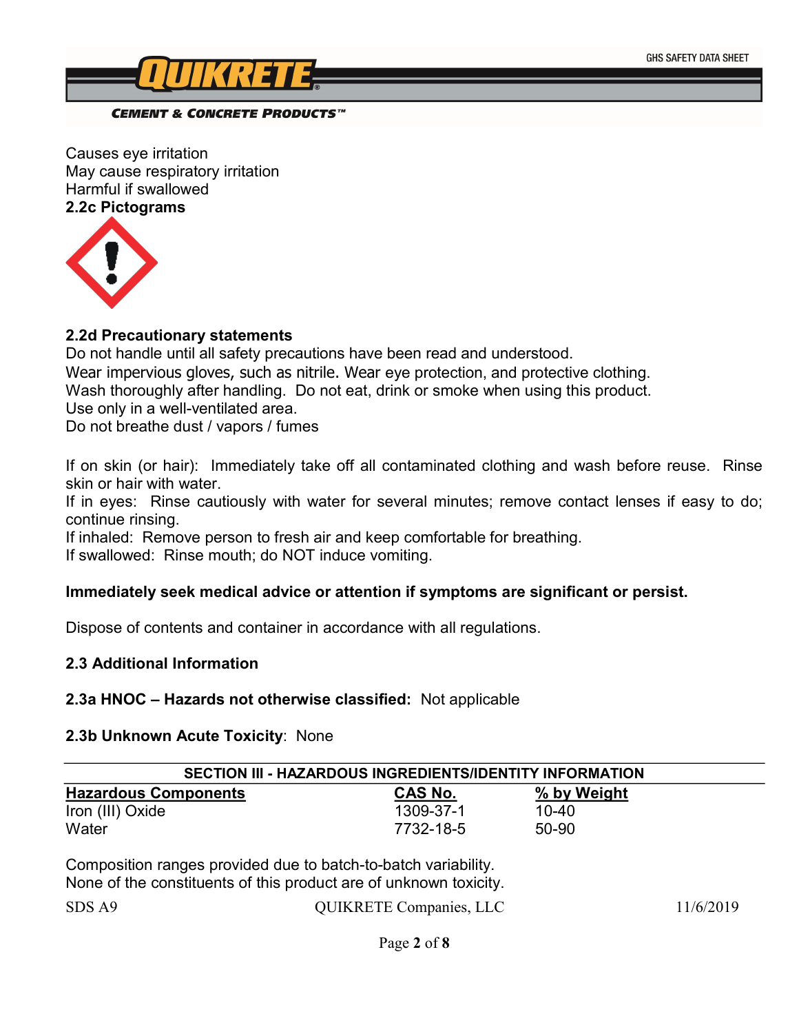Causes eye irritation
May cause respiratory irritation
Harmful if swallowed

**2.2c Pictograms**

**2.2d Precautionary statements**

Do not handle until all safety precautions have been read and understood.
Wear impervious gloves, such as nitrile. Wear eye protection, and protective clothing.
Wash thoroughly after handling. Do not eat, drink or smoke when using this product.
Use only in a well-ventilated area.
Do not breathe dust / vapors / fumes

If on skin (or hair): Immediately take off all contaminated clothing and wash before reuse. Rinse skin or hair with water.
If in eyes: Rinse cautiously with water for several minutes; remove contact lenses if easy to do; continue rinsing.
If inhaled: Remove person to fresh air and keep comfortable for breathing.
If swallowed: Rinse mouth; do NOT induce vomiting.

**Immediately seek medical advice or attention if symptoms are significant or persist.**

Dispose of contents and container in accordance with all regulations.

**2.3 Additional Information**

**2.3a HNOC – Hazards not otherwise classified:** Not applicable

**2.3b Unknown Acute Toxicity**: None

## SECTION III - HAZARDOUS INGREDIENTS/IDENTITY INFORMATION

| Hazardous Components | CAS No. | % by Weight |
|---|---|---|
| Iron (III) Oxide | 1309-37-1 | 10-40 |
| Water | 7732-18-5 | 50-90 |

Composition ranges provided due to batch-to-batch variability.
None of the constituents of this product are of unknown toxicity.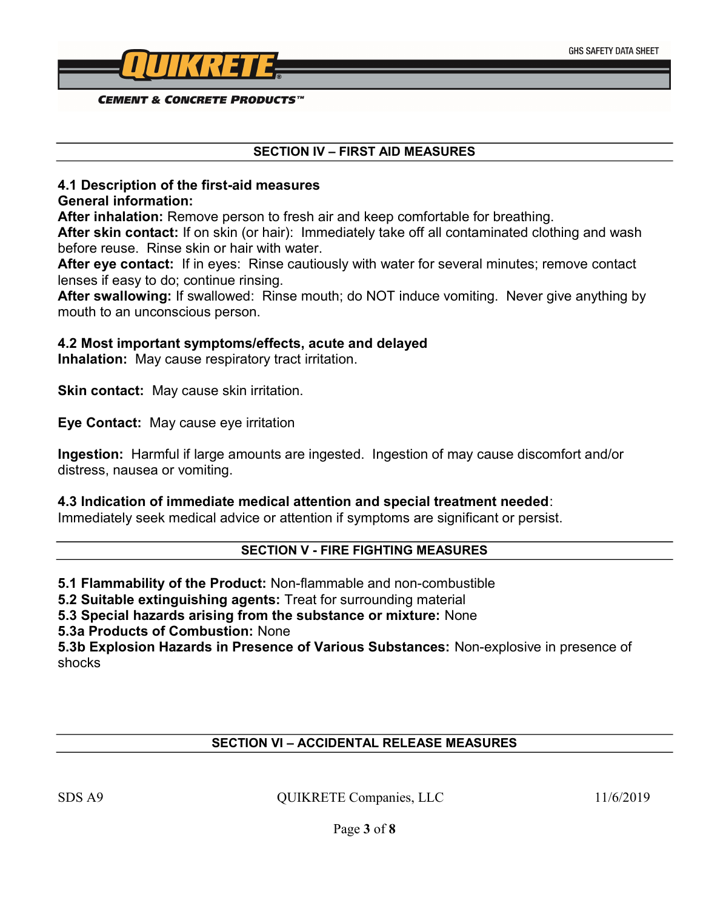## SECTION IV – FIRST AID MEASURES

### 4.1 Description of the first-aid measures

**General information:**

**After inhalation:** Remove person to fresh air and keep comfortable for breathing.

**After skin contact:** If on skin (or hair): Immediately take off all contaminated clothing and wash before reuse. Rinse skin or hair with water.

**After eye contact:** If in eyes: Rinse cautiously with water for several minutes; remove contact lenses if easy to do; continue rinsing.

**After swallowing:** If swallowed: Rinse mouth; do NOT induce vomiting. Never give anything by mouth to an unconscious person.

### 4.2 Most important symptoms/effects, acute and delayed

**Inhalation:** May cause respiratory tract irritation.

**Skin contact:** May cause skin irritation.

**Eye Contact:** May cause eye irritation

**Ingestion:** Harmful if large amounts are ingested. Ingestion of may cause discomfort and/or distress, nausea or vomiting.

### 4.3 Indication of immediate medical attention and special treatment needed:

Immediately seek medical advice or attention if symptoms are significant or persist.

## SECTION V - FIRE FIGHTING MEASURES

**5.1 Flammability of the Product:** Non-flammable and non-combustible

**5.2 Suitable extinguishing agents:** Treat for surrounding material

**5.3 Special hazards arising from the substance or mixture:** None

**5.3a Products of Combustion:** None

**5.3b Explosion Hazards in Presence of Various Substances:** Non-explosive in presence of shocks

## SECTION VI – ACCIDENTAL RELEASE MEASURES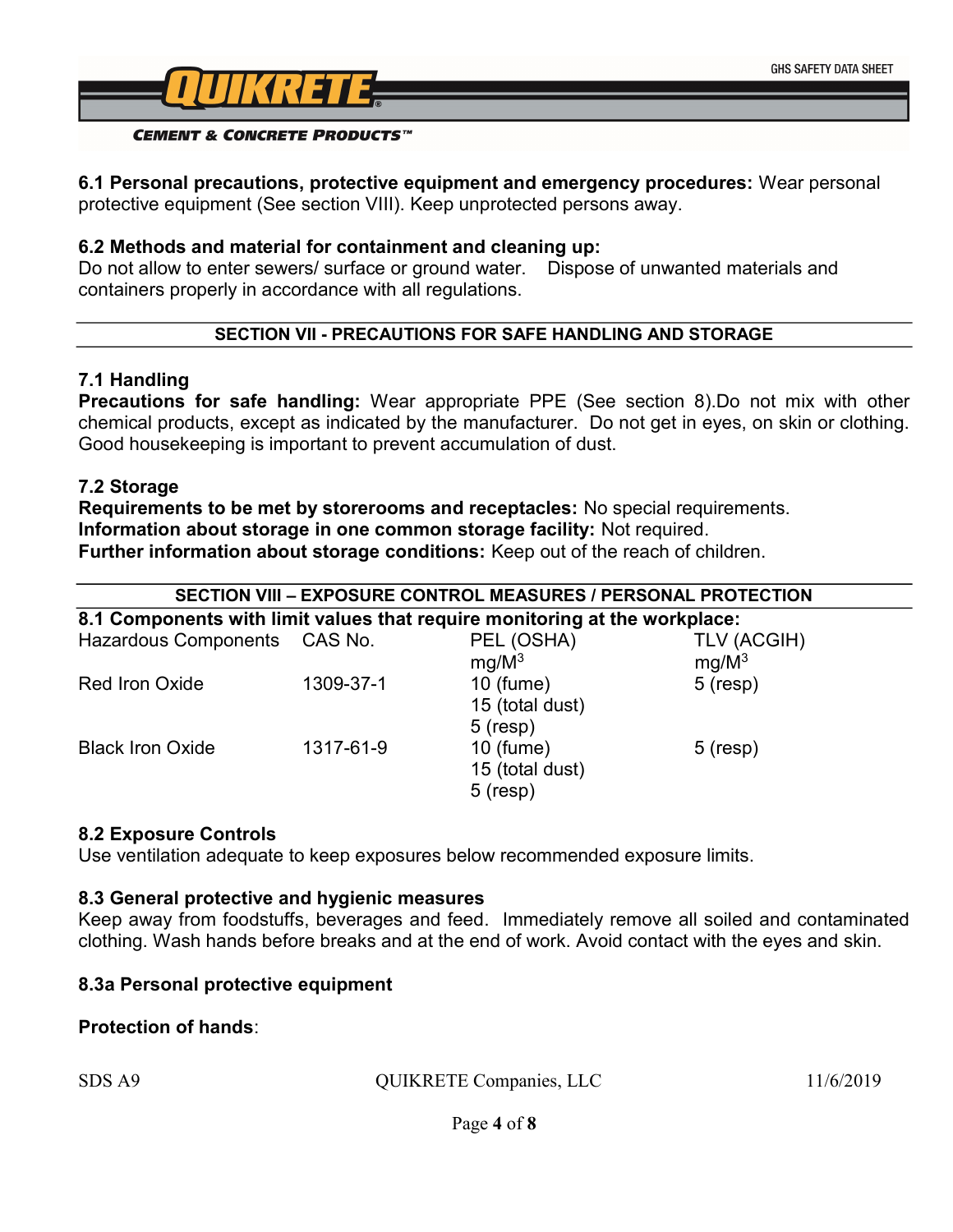**6.1 Personal precautions, protective equipment and emergency procedures:** Wear personal protective equipment (See section VIII). Keep unprotected persons away.

**6.2 Methods and material for containment and cleaning up:**
Do not allow to enter sewers/ surface or ground water. Dispose of unwanted materials and containers properly in accordance with all regulations.

## SECTION VII - PRECAUTIONS FOR SAFE HANDLING AND STORAGE

### 7.1 Handling

**Precautions for safe handling:** Wear appropriate PPE (See section 8).Do not mix with other chemical products, except as indicated by the manufacturer. Do not get in eyes, on skin or clothing. Good housekeeping is important to prevent accumulation of dust.

### 7.2 Storage

**Requirements to be met by storerooms and receptacles:** No special requirements.
**Information about storage in one common storage facility:** Not required.
**Further information about storage conditions:** Keep out of the reach of children.

## SECTION VIII – EXPOSURE CONTROL MEASURES / PERSONAL PROTECTION

**8.1 Components with limit values that require monitoring at the workplace:**

| Hazardous Components | CAS No. | PEL (OSHA) mg/M$^3$ | TLV (ACGIH) mg/M$^3$ |
|---|---|---|---|
| Red Iron Oxide | 1309-37-1 | 10 (fume)<br>15 (total dust)<br>5 (resp) | 5 (resp) |
| Black Iron Oxide | 1317-61-9 | 10 (fume)<br>15 (total dust)<br>5 (resp) | 5 (resp) |

### 8.2 Exposure Controls

Use ventilation adequate to keep exposures below recommended exposure limits.

### 8.3 General protective and hygienic measures

Keep away from foodstuffs, beverages and feed. Immediately remove all soiled and contaminated clothing. Wash hands before breaks and at the end of work. Avoid contact with the eyes and skin.

### 8.3a Personal protective equipment

**Protection of hands**: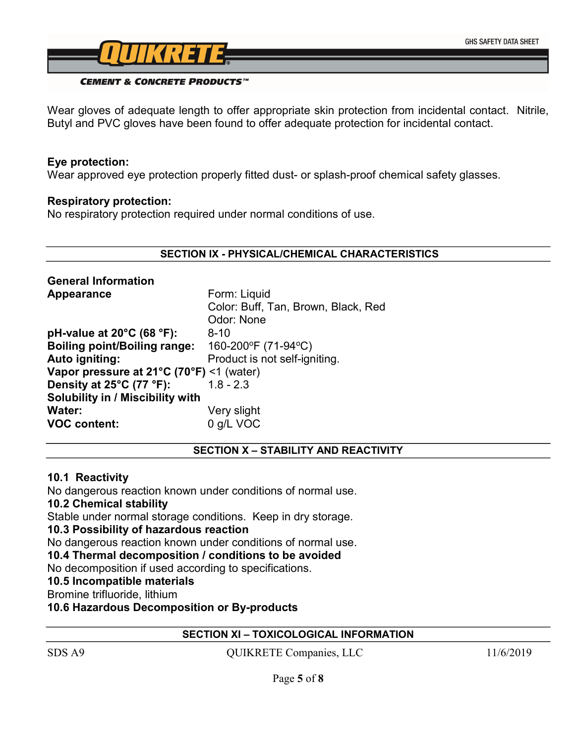Wear gloves of adequate length to offer appropriate skin protection from incidental contact. Nitrile, Butyl and PVC gloves have been found to offer adequate protection for incidental contact.

**Eye protection:**
Wear approved eye protection properly fitted dust- or splash-proof chemical safety glasses.

**Respiratory protection:**
No respiratory protection required under normal conditions of use.

## SECTION IX - PHYSICAL/CHEMICAL CHARACTERISTICS

**General Information**

| | |
|---|---|
| **Appearance** | Form: Liquid<br>Color: Buff, Tan, Brown, Black, Red<br>Odor: None |
| **pH-value at 20°C (68 °F):** | 8-10 |
| **Boiling point/Boiling range:** | 160-200ºF (71-94ºC) |
| **Auto igniting:** | Product is not self-igniting. |
| **Vapor pressure at 21°C (70°F)** | <1 (water) |
| **Density at 25°C (77 °F):** | 1.8 - 2.3 |
| **Solubility in / Miscibility with Water:** | Very slight |
| **VOC content:** | 0 g/L VOC |

## SECTION X – STABILITY AND REACTIVITY

**10.1 Reactivity**
No dangerous reaction known under conditions of normal use.

**10.2 Chemical stability**
Stable under normal storage conditions. Keep in dry storage.

**10.3 Possibility of hazardous reaction**
No dangerous reaction known under conditions of normal use.

**10.4 Thermal decomposition / conditions to be avoided**
No decomposition if used according to specifications.

**10.5 Incompatible materials**
Bromine trifluoride, lithium

**10.6 Hazardous Decomposition or By-products**

## SECTION XI – TOXICOLOGICAL INFORMATION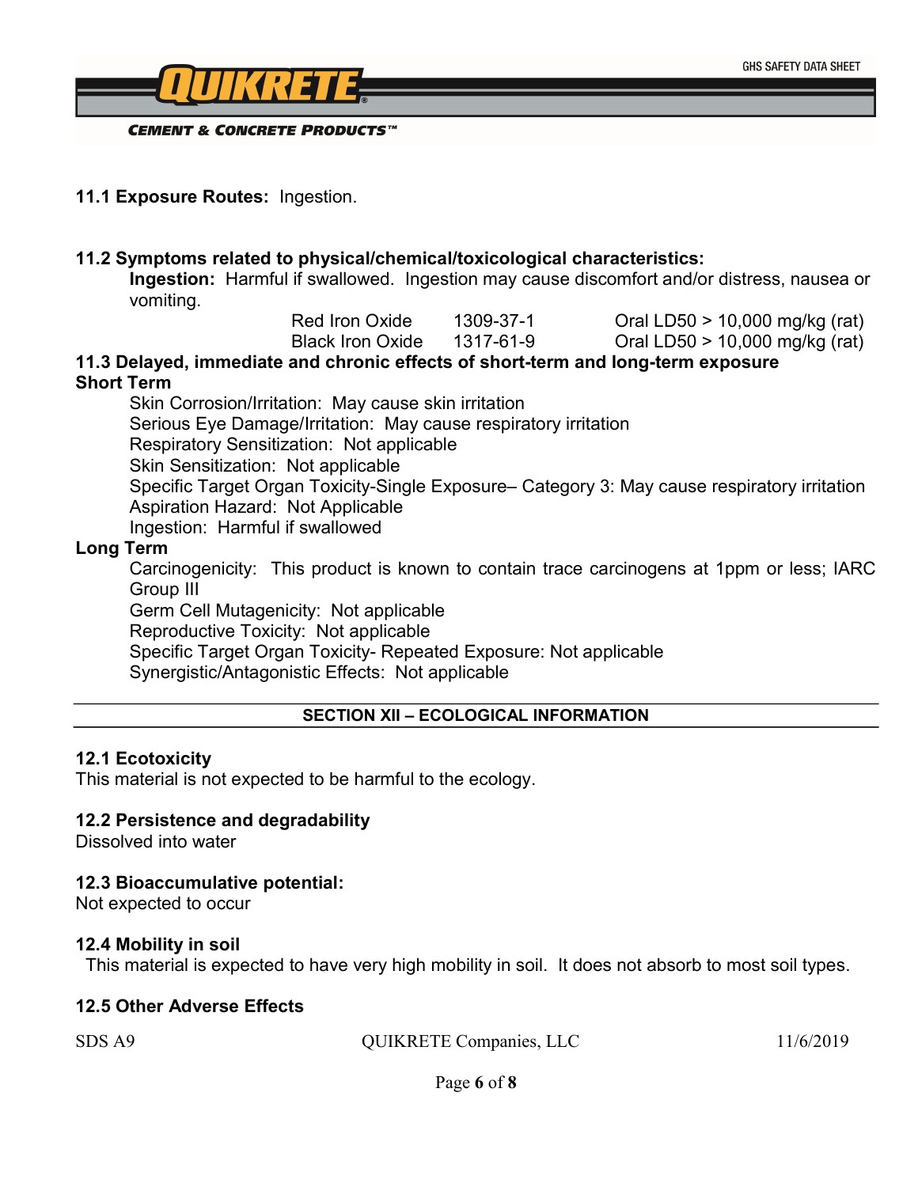**11.1 Exposure Routes:** Ingestion.

**11.2 Symptoms related to physical/chemical/toxicological characteristics:**

**Ingestion:** Harmful if swallowed. Ingestion may cause discomfort and/or distress, nausea or vomiting.

| | | |
|---|---|---|
| Red Iron Oxide | 1309-37-1 | Oral LD50 > 10,000 mg/kg (rat) |
| Black Iron Oxide | 1317-61-9 | Oral LD50 > 10,000 mg/kg (rat) |

**11.3 Delayed, immediate and chronic effects of short-term and long-term exposure**

**Short Term**

Skin Corrosion/Irritation: May cause skin irritation
Serious Eye Damage/Irritation: May cause respiratory irritation
Respiratory Sensitization: Not applicable
Skin Sensitization: Not applicable
Specific Target Organ Toxicity-Single Exposure– Category 3: May cause respiratory irritation
Aspiration Hazard: Not Applicable
Ingestion: Harmful if swallowed

**Long Term**

Carcinogenicity: This product is known to contain trace carcinogens at 1ppm or less; IARC Group III
Germ Cell Mutagenicity: Not applicable
Reproductive Toxicity: Not applicable
Specific Target Organ Toxicity- Repeated Exposure: Not applicable
Synergistic/Antagonistic Effects: Not applicable

## SECTION XII – ECOLOGICAL INFORMATION

**12.1 Ecotoxicity**

This material is not expected to be harmful to the ecology.

**12.2 Persistence and degradability**

Dissolved into water

**12.3 Bioaccumulative potential:**

Not expected to occur

**12.4 Mobility in soil**

This material is expected to have very high mobility in soil. It does not absorb to most soil types.

**12.5 Other Adverse Effects**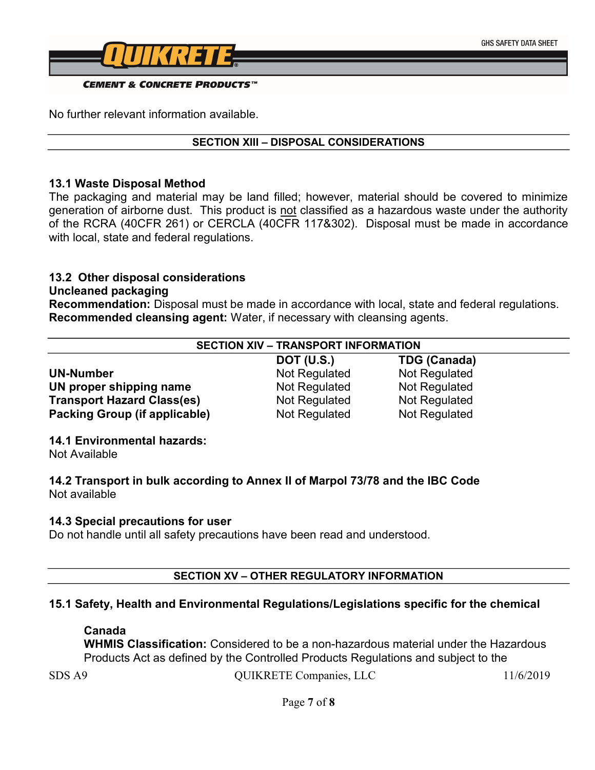No further relevant information available.

## SECTION XIII – DISPOSAL CONSIDERATIONS

### 13.1 Waste Disposal Method

The packaging and material may be land filled; however, material should be covered to minimize generation of airborne dust. This product is not classified as a hazardous waste under the authority of the RCRA (40CFR 261) or CERCLA (40CFR 117&302). Disposal must be made in accordance with local, state and federal regulations.

### 13.2 Other disposal considerations

**Uncleaned packaging**

**Recommendation:** Disposal must be made in accordance with local, state and federal regulations.

**Recommended cleansing agent:** Water, if necessary with cleansing agents.

## SECTION XIV – TRANSPORT INFORMATION

| | DOT (U.S.) | TDG (Canada) |
|---|---|---|
| **UN-Number** | Not Regulated | Not Regulated |
| **UN proper shipping name** | Not Regulated | Not Regulated |
| **Transport Hazard Class(es)** | Not Regulated | Not Regulated |
| **Packing Group (if applicable)** | Not Regulated | Not Regulated |

### 14.1 Environmental hazards:

Not Available

### 14.2 Transport in bulk according to Annex II of Marpol 73/78 and the IBC Code

Not available

### 14.3 Special precautions for user

Do not handle until all safety precautions have been read and understood.

## SECTION XV – OTHER REGULATORY INFORMATION

### 15.1 Safety, Health and Environmental Regulations/Legislations specific for the chemical

**Canada**

**WHMIS Classification:** Considered to be a non-hazardous material under the Hazardous Products Act as defined by the Controlled Products Regulations and subject to the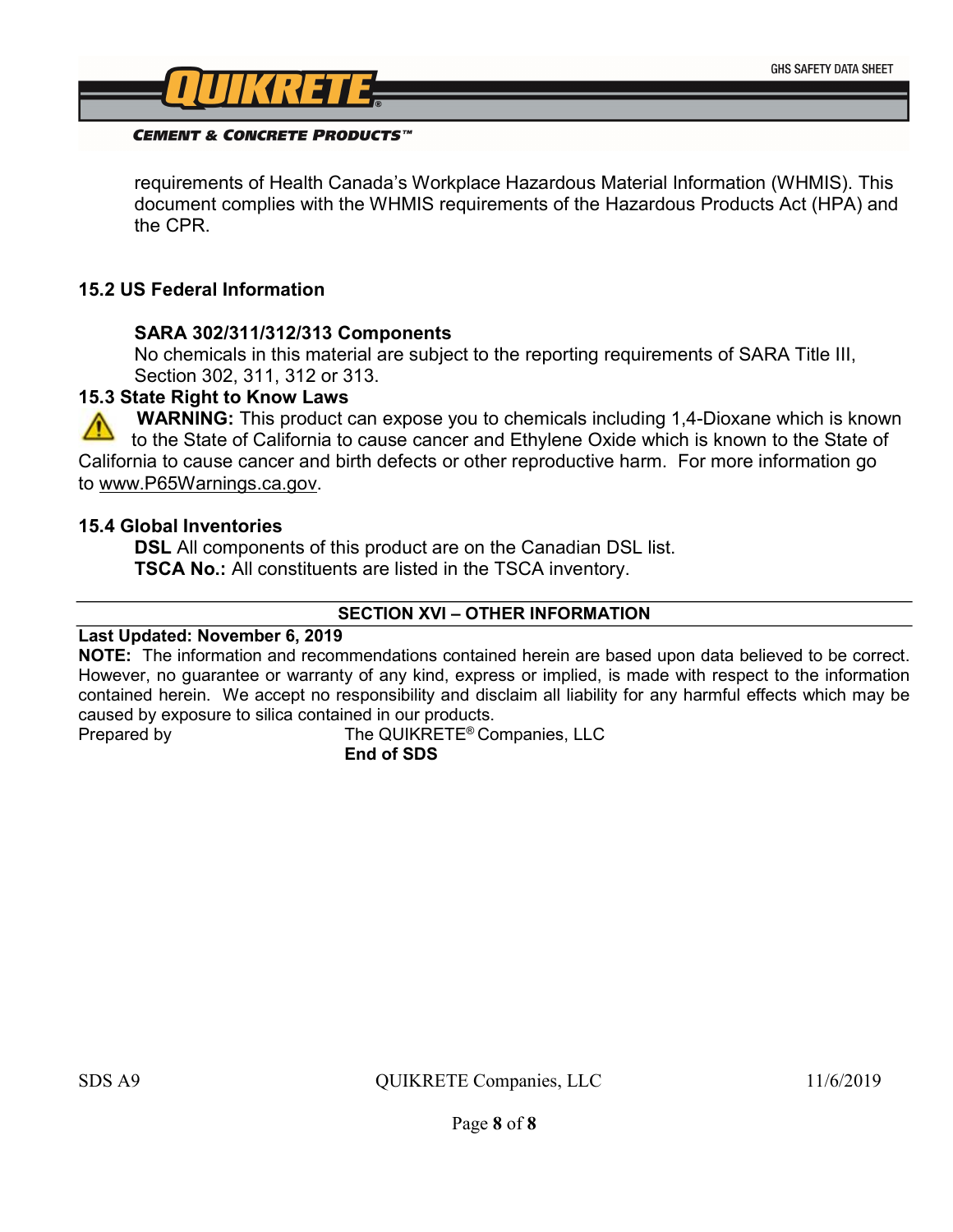requirements of Health Canada's Workplace Hazardous Material Information (WHMIS). This document complies with the WHMIS requirements of the Hazardous Products Act (HPA) and the CPR.

### 15.2 US Federal Information

**SARA 302/311/312/313 Components**

No chemicals in this material are subject to the reporting requirements of SARA Title III, Section 302, 311, 312 or 313.

### 15.3 State Right to Know Laws

**WARNING:** This product can expose you to chemicals including 1,4-Dioxane which is known to the State of California to cause cancer and Ethylene Oxide which is known to the State of California to cause cancer and birth defects or other reproductive harm. For more information go to www.P65Warnings.ca.gov.

### 15.4 Global Inventories

**DSL** All components of this product are on the Canadian DSL list.

**TSCA No.:** All constituents are listed in the TSCA inventory.

## SECTION XVI – OTHER INFORMATION

**Last Updated: November 6, 2019**

**NOTE:** The information and recommendations contained herein are based upon data believed to be correct. However, no guarantee or warranty of any kind, express or implied, is made with respect to the information contained herein. We accept no responsibility and disclaim all liability for any harmful effects which may be caused by exposure to silica contained in our products.

Prepared by The QUIKRETE® Companies, LLC

**End of SDS**